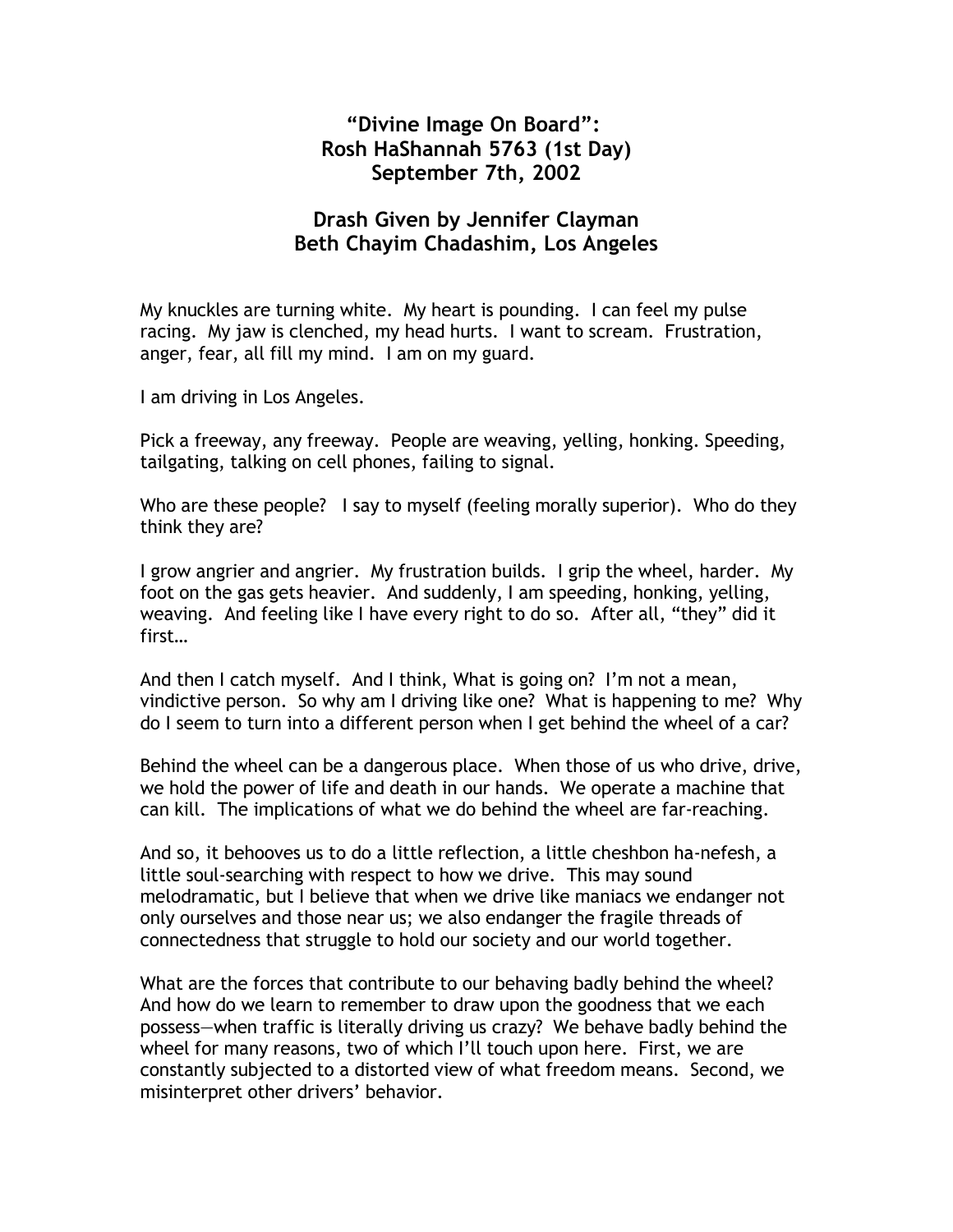# "Divine Image On Board": Rosh HaShannah 5763 (1st Day) September 7th, 2002

## Drash Given by Jennifer Clayman Beth Chayim Chadashim, Los Angeles

My knuckles are turning white. My heart is pounding. I can feel my pulse racing. My jaw is clenched, my head hurts. I want to scream. Frustration, anger, fear, all fill my mind. I am on my guard.

I am driving in Los Angeles.

Pick a freeway, any freeway. People are weaving, yelling, honking. Speeding, tailgating, talking on cell phones, failing to signal.

Who are these people? I say to myself (feeling morally superior). Who do they think they are?

I grow angrier and angrier. My frustration builds. I grip the wheel, harder. My foot on the gas gets heavier. And suddenly, I am speeding, honking, yelling, weaving. And feeling like I have every right to do so. After all, "they" did it first…

And then I catch myself. And I think, What is going on? I'm not a mean, vindictive person. So why am I driving like one? What is happening to me? Why do I seem to turn into a different person when I get behind the wheel of a car?

Behind the wheel can be a dangerous place. When those of us who drive, drive, we hold the power of life and death in our hands. We operate a machine that can kill. The implications of what we do behind the wheel are far-reaching.

And so, it behooves us to do a little reflection, a little cheshbon ha-nefesh, a little soul-searching with respect to how we drive. This may sound melodramatic, but I believe that when we drive like maniacs we endanger not only ourselves and those near us; we also endanger the fragile threads of connectedness that struggle to hold our society and our world together.

What are the forces that contribute to our behaving badly behind the wheel? And how do we learn to remember to draw upon the goodness that we each possess—when traffic is literally driving us crazy? We behave badly behind the wheel for many reasons, two of which I'll touch upon here. First, we are constantly subjected to a distorted view of what freedom means. Second, we misinterpret other drivers' behavior.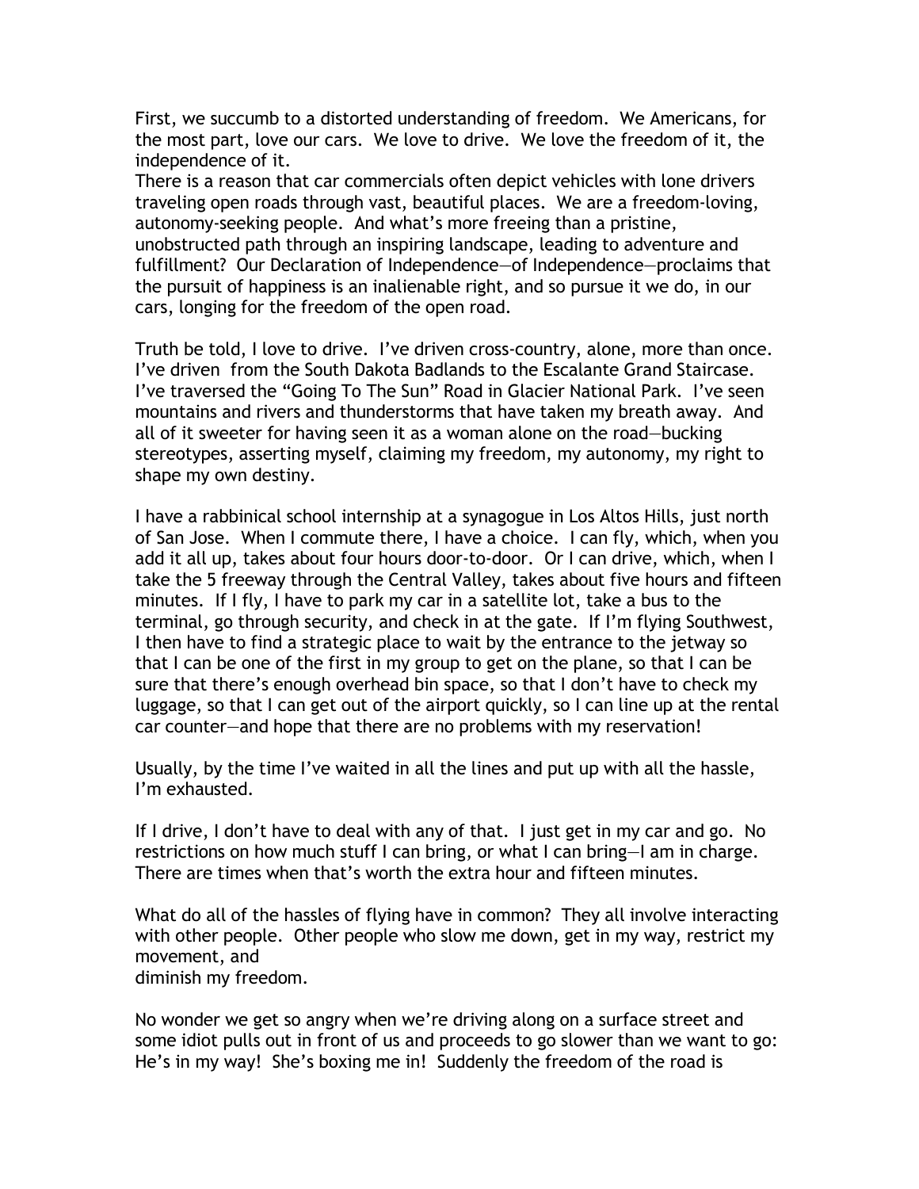First, we succumb to a distorted understanding of freedom. We Americans, for the most part, love our cars. We love to drive. We love the freedom of it, the independence of it.
There is a reason that car commercials often depict vehicles with lone drivers traveling open roads through vast, beautiful places. We are a freedom-loving, autonomy-seeking people. And what's more freeing than a pristine, unobstructed path through an inspiring landscape, leading to adventure and fulfillment? Our Declaration of Independence—of Independence—proclaims that the pursuit of happiness is an inalienable right, and so pursue it we do, in our cars, longing for the freedom of the open road.

Truth be told, I love to drive. I've driven cross-country, alone, more than once. I've driven from the South Dakota Badlands to the Escalante Grand Staircase. I've traversed the "Going To The Sun" Road in Glacier National Park. I've seen mountains and rivers and thunderstorms that have taken my breath away. And all of it sweeter for having seen it as a woman alone on the road—bucking stereotypes, asserting myself, claiming my freedom, my autonomy, my right to shape my own destiny.

I have a rabbinical school internship at a synagogue in Los Altos Hills, just north of San Jose. When I commute there, I have a choice. I can fly, which, when you add it all up, takes about four hours door-to-door. Or I can drive, which, when I take the 5 freeway through the Central Valley, takes about five hours and fifteen minutes. If I fly, I have to park my car in a satellite lot, take a bus to the terminal, go through security, and check in at the gate. If I'm flying Southwest, I then have to find a strategic place to wait by the entrance to the jetway so that I can be one of the first in my group to get on the plane, so that I can be sure that there's enough overhead bin space, so that I don't have to check my luggage, so that I can get out of the airport quickly, so I can line up at the rental car counter—and hope that there are no problems with my reservation!

Usually, by the time I've waited in all the lines and put up with all the hassle, I'm exhausted.

If I drive, I don't have to deal with any of that. I just get in my car and go. No restrictions on how much stuff I can bring, or what I can bring—I am in charge. There are times when that's worth the extra hour and fifteen minutes.

What do all of the hassles of flying have in common? They all involve interacting with other people. Other people who slow me down, get in my way, restrict my movement, and diminish my freedom.

No wonder we get so angry when we're driving along on a surface street and some idiot pulls out in front of us and proceeds to go slower than we want to go: He's in my way! She's boxing me in! Suddenly the freedom of the road is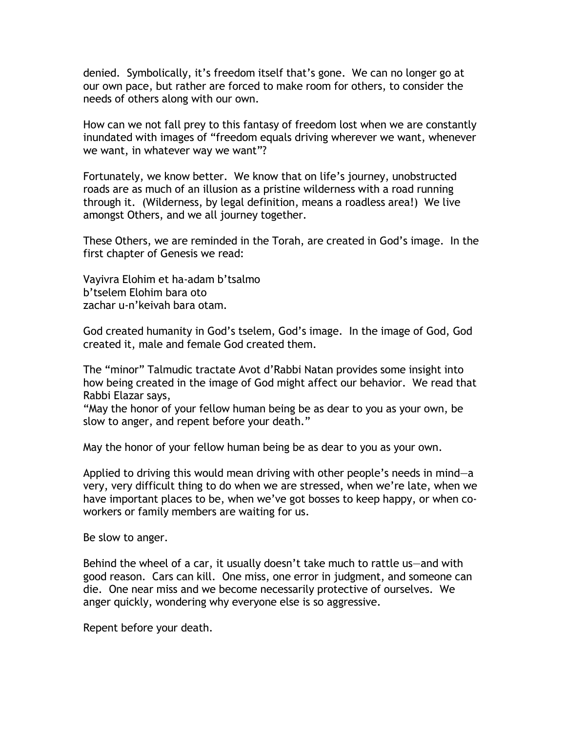denied. Symbolically, it's freedom itself that's gone. We can no longer go at our own pace, but rather are forced to make room for others, to consider the needs of others along with our own.

How can we not fall prey to this fantasy of freedom lost when we are constantly inundated with images of "freedom equals driving wherever we want, whenever we want, in whatever way we want"?

Fortunately, we know better. We know that on life's journey, unobstructed roads are as much of an illusion as a pristine wilderness with a road running through it. (Wilderness, by legal definition, means a roadless area!) We live amongst Others, and we all journey together.

These Others, we are reminded in the Torah, are created in God's image. In the first chapter of Genesis we read:

Vayivra Elohim et ha-adam b'tsalmo  
b'tselem Elohim bara oto  
zachar u-n'keivah bara otam.

God created humanity in God's tselem, God's image. In the image of God, God created it, male and female God created them.

The "minor" Talmudic tractate Avot d'Rabbi Natan provides some insight into how being created in the image of God might affect our behavior. We read that Rabbi Elazar says,  
"May the honor of your fellow human being be as dear to you as your own, be slow to anger, and repent before your death."

May the honor of your fellow human being be as dear to you as your own.

Applied to driving this would mean driving with other people's needs in mind—a very, very difficult thing to do when we are stressed, when we're late, when we have important places to be, when we've got bosses to keep happy, or when co-workers or family members are waiting for us.

Be slow to anger.

Behind the wheel of a car, it usually doesn't take much to rattle us—and with good reason. Cars can kill. One miss, one error in judgment, and someone can die. One near miss and we become necessarily protective of ourselves. We anger quickly, wondering why everyone else is so aggressive.

Repent before your death.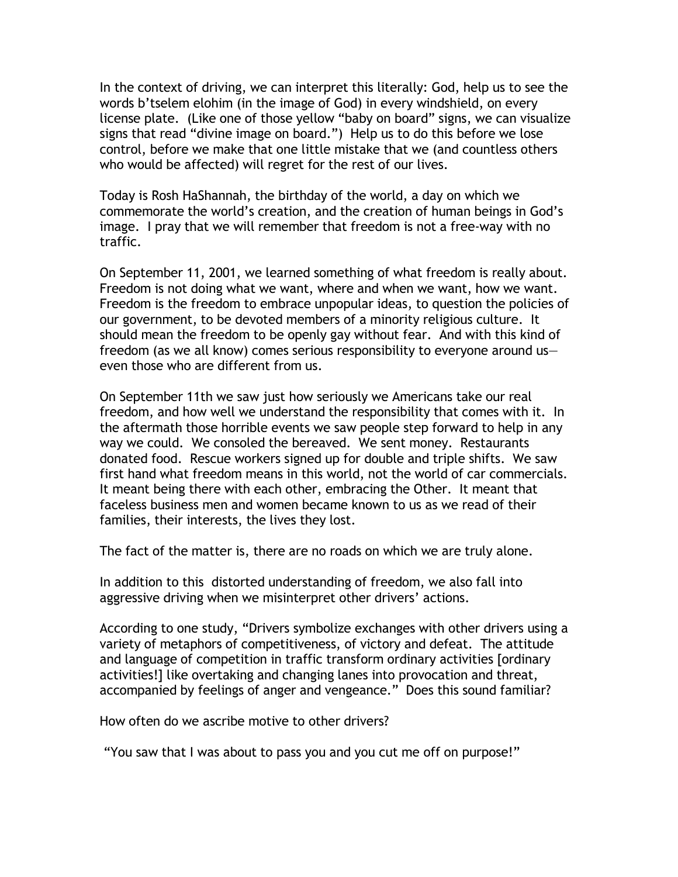In the context of driving, we can interpret this literally: God, help us to see the words b'tselem elohim (in the image of God) in every windshield, on every license plate. (Like one of those yellow "baby on board" signs, we can visualize signs that read "divine image on board.") Help us to do this before we lose control, before we make that one little mistake that we (and countless others who would be affected) will regret for the rest of our lives.

Today is Rosh HaShannah, the birthday of the world, a day on which we commemorate the world's creation, and the creation of human beings in God's image. I pray that we will remember that freedom is not a free-way with no traffic.

On September 11, 2001, we learned something of what freedom is really about. Freedom is not doing what we want, where and when we want, how we want. Freedom is the freedom to embrace unpopular ideas, to question the policies of our government, to be devoted members of a minority religious culture. It should mean the freedom to be openly gay without fear. And with this kind of freedom (as we all know) comes serious responsibility to everyone around us—even those who are different from us.

On September 11th we saw just how seriously we Americans take our real freedom, and how well we understand the responsibility that comes with it. In the aftermath those horrible events we saw people step forward to help in any way we could. We consoled the bereaved. We sent money. Restaurants donated food. Rescue workers signed up for double and triple shifts. We saw first hand what freedom means in this world, not the world of car commercials. It meant being there with each other, embracing the Other. It meant that faceless business men and women became known to us as we read of their families, their interests, the lives they lost.

The fact of the matter is, there are no roads on which we are truly alone.

In addition to this distorted understanding of freedom, we also fall into aggressive driving when we misinterpret other drivers' actions.

According to one study, "Drivers symbolize exchanges with other drivers using a variety of metaphors of competitiveness, of victory and defeat. The attitude and language of competition in traffic transform ordinary activities [ordinary activities!] like overtaking and changing lanes into provocation and threat, accompanied by feelings of anger and vengeance." Does this sound familiar?

How often do we ascribe motive to other drivers?

"You saw that I was about to pass you and you cut me off on purpose!"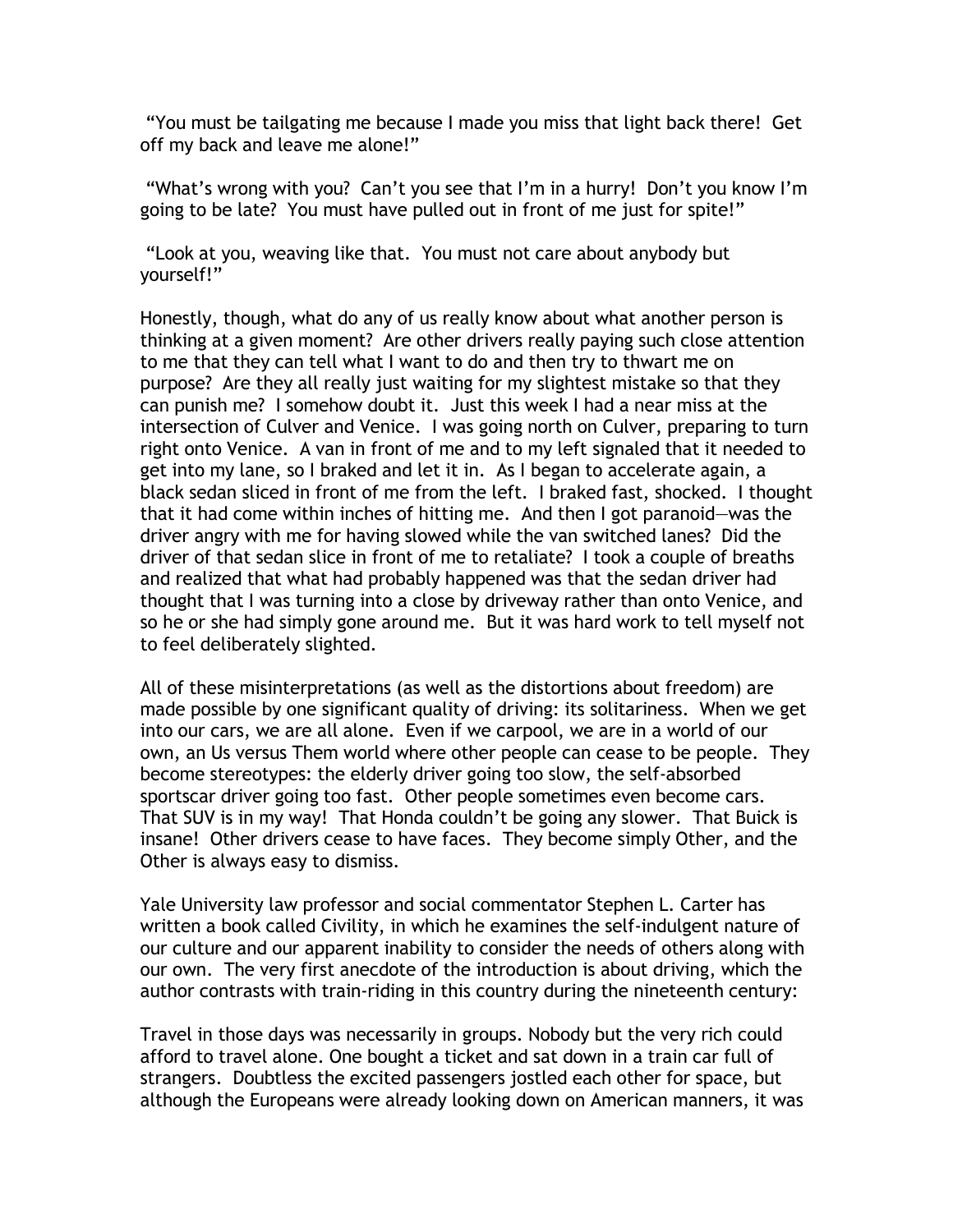"You must be tailgating me because I made you miss that light back there! Get off my back and leave me alone!"

"What's wrong with you? Can't you see that I'm in a hurry! Don't you know I'm going to be late? You must have pulled out in front of me just for spite!"

"Look at you, weaving like that. You must not care about anybody but yourself!"

Honestly, though, what do any of us really know about what another person is thinking at a given moment? Are other drivers really paying such close attention to me that they can tell what I want to do and then try to thwart me on purpose? Are they all really just waiting for my slightest mistake so that they can punish me? I somehow doubt it. Just this week I had a near miss at the intersection of Culver and Venice. I was going north on Culver, preparing to turn right onto Venice. A van in front of me and to my left signaled that it needed to get into my lane, so I braked and let it in. As I began to accelerate again, a black sedan sliced in front of me from the left. I braked fast, shocked. I thought that it had come within inches of hitting me. And then I got paranoid—was the driver angry with me for having slowed while the van switched lanes? Did the driver of that sedan slice in front of me to retaliate? I took a couple of breaths and realized that what had probably happened was that the sedan driver had thought that I was turning into a close by driveway rather than onto Venice, and so he or she had simply gone around me. But it was hard work to tell myself not to feel deliberately slighted.

All of these misinterpretations (as well as the distortions about freedom) are made possible by one significant quality of driving: its solitariness. When we get into our cars, we are all alone. Even if we carpool, we are in a world of our own, an Us versus Them world where other people can cease to be people. They become stereotypes: the elderly driver going too slow, the self-absorbed sportscar driver going too fast. Other people sometimes even become cars. That SUV is in my way! That Honda couldn't be going any slower. That Buick is insane! Other drivers cease to have faces. They become simply Other, and the Other is always easy to dismiss.

Yale University law professor and social commentator Stephen L. Carter has written a book called Civility, in which he examines the self-indulgent nature of our culture and our apparent inability to consider the needs of others along with our own. The very first anecdote of the introduction is about driving, which the author contrasts with train-riding in this country during the nineteenth century:

Travel in those days was necessarily in groups. Nobody but the very rich could afford to travel alone. One bought a ticket and sat down in a train car full of strangers. Doubtless the excited passengers jostled each other for space, but although the Europeans were already looking down on American manners, it was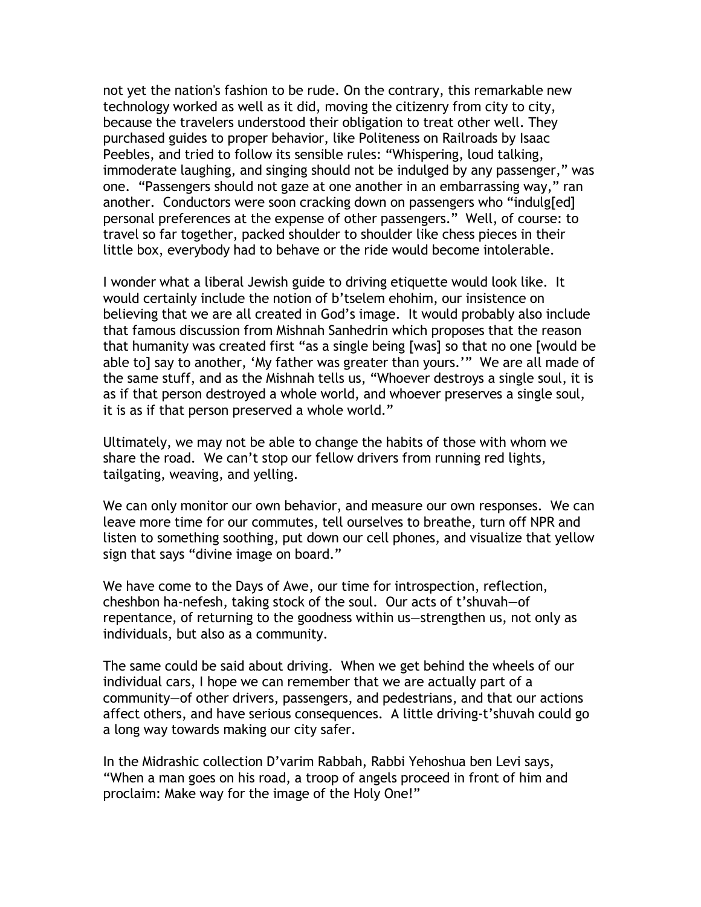not yet the nation's fashion to be rude. On the contrary, this remarkable new technology worked as well as it did, moving the citizenry from city to city, because the travelers understood their obligation to treat other well. They purchased guides to proper behavior, like Politeness on Railroads by Isaac Peebles, and tried to follow its sensible rules: "Whispering, loud talking, immoderate laughing, and singing should not be indulged by any passenger," was one. "Passengers should not gaze at one another in an embarrassing way," ran another. Conductors were soon cracking down on passengers who "indulg[ed] personal preferences at the expense of other passengers." Well, of course: to travel so far together, packed shoulder to shoulder like chess pieces in their little box, everybody had to behave or the ride would become intolerable.

I wonder what a liberal Jewish guide to driving etiquette would look like. It would certainly include the notion of b'tselem ehohim, our insistence on believing that we are all created in God's image. It would probably also include that famous discussion from Mishnah Sanhedrin which proposes that the reason that humanity was created first "as a single being [was] so that no one [would be able to] say to another, 'My father was greater than yours.'" We are all made of the same stuff, and as the Mishnah tells us, "Whoever destroys a single soul, it is as if that person destroyed a whole world, and whoever preserves a single soul, it is as if that person preserved a whole world."

Ultimately, we may not be able to change the habits of those with whom we share the road. We can't stop our fellow drivers from running red lights, tailgating, weaving, and yelling.

We can only monitor our own behavior, and measure our own responses. We can leave more time for our commutes, tell ourselves to breathe, turn off NPR and listen to something soothing, put down our cell phones, and visualize that yellow sign that says "divine image on board."

We have come to the Days of Awe, our time for introspection, reflection, cheshbon ha-nefesh, taking stock of the soul. Our acts of t'shuvah—of repentance, of returning to the goodness within us—strengthen us, not only as individuals, but also as a community.

The same could be said about driving. When we get behind the wheels of our individual cars, I hope we can remember that we are actually part of a community—of other drivers, passengers, and pedestrians, and that our actions affect others, and have serious consequences. A little driving-t'shuvah could go a long way towards making our city safer.

In the Midrashic collection D'varim Rabbah, Rabbi Yehoshua ben Levi says, "When a man goes on his road, a troop of angels proceed in front of him and proclaim: Make way for the image of the Holy One!"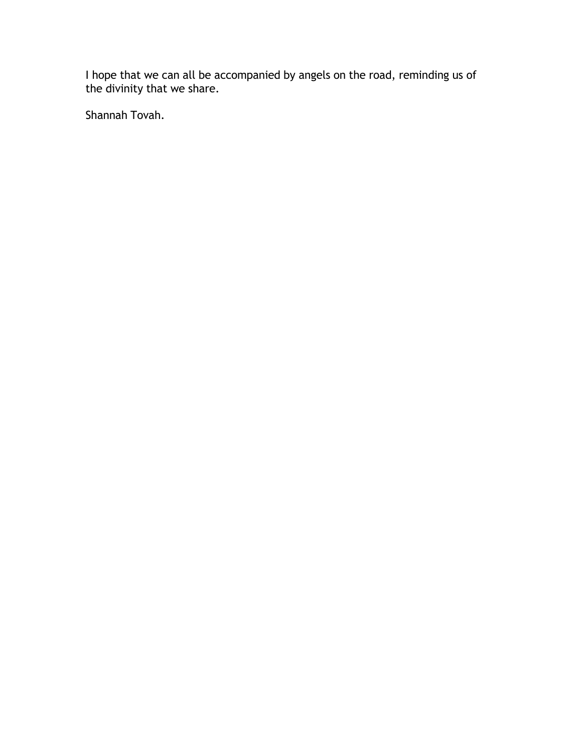I hope that we can all be accompanied by angels on the road, reminding us of the divinity that we share.

Shannah Tovah.